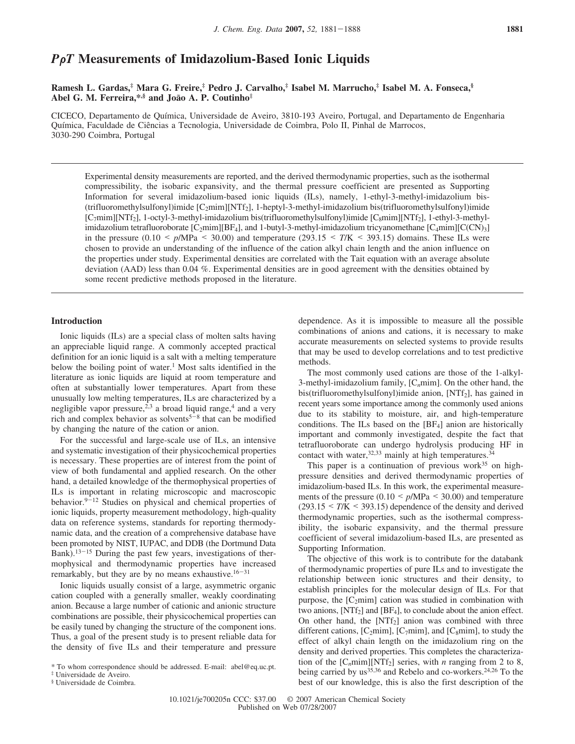# *PρT* Measurements of Imidazolium-Based Ionic Liquids

**Ramesh L. Gardas,[‡] Mara G. Freire,[‡] Pedro J. Carvalho,[‡] Isabel M. Marrucho,[‡] Isabel M. A. Fonseca,[§] Abel G. M. Ferreira,*[,§] and João A. P. Coutinho[‡]**

CICECO, Departamento de Química, Universidade de Aveiro, 3810-193 Aveiro, Portugal, and Departamento de Engenharia Química, Faculdade de Ciências a Tecnologia, Universidade de Coimbra, Polo II, Pinhal de Marrocos, 3030-290 Coimbra, Portugal

Experimental density measurements are reported, and the derived thermodynamic properties, such as the isothermal compressibility, the isobaric expansivity, and the thermal pressure coefficient are presented as Supporting Information for several imidazolium-based ionic liquids (ILs), namely, 1-ethyl-3-methyl-imidazolium bis(trifluoromethylsulfonyl)imide [$C_2$mim][$NTf_2$], 1-heptyl-3-methyl-imidazolium bis(trifluoromethylsulfonyl)imide [$C_7$mim][$NTf_2$], 1-octyl-3-methyl-imidazolium bis(trifluoromethylsulfonyl)imide [$C_8$mim][$NTf_2$], 1-ethyl-3-methyl-imidazolium tetrafluoroborate [$C_2$mim][$BF_4$], and 1-butyl-3-methyl-imidazolium tricyanomethane [$C_4$mim][$C(CN)_3$] in the pressure ($0.10 < p$/MPa $< 30.00$) and temperature ($293.15 < T$/K $< 393.15$) domains. These ILs were chosen to provide an understanding of the influence of the cation alkyl chain length and the anion influence on the properties under study. Experimental densities are correlated with the Tait equation with an average absolute deviation (AAD) less than 0.04 %. Experimental densities are in good agreement with the densities obtained by some recent predictive methods proposed in the literature.

## Introduction

Ionic liquids (ILs) are a special class of molten salts having an appreciable liquid range. A commonly accepted practical definition for an ionic liquid is a salt with a melting temperature below the boiling point of water.[1] Most salts identified in the literature as ionic liquids are liquid at room temperature and often at substantially lower temperatures. Apart from these unusually low melting temperatures, ILs are characterized by a negligible vapor pressure,[2,3] a broad liquid range,[4] and a very rich and complex behavior as solvents[5−8] that can be modified by changing the nature of the cation or anion.

For the successful and large-scale use of ILs, an intensive and systematic investigation of their physicochemical properties is necessary. These properties are of interest from the point of view of both fundamental and applied research. On the other hand, a detailed knowledge of the thermophysical properties of ILs is important in relating microscopic and macroscopic behavior.[9−12] Studies on physical and chemical properties of ionic liquids, property measurement methodology, high-quality data on reference systems, standards for reporting thermodynamic data, and the creation of a comprehensive database have been promoted by NIST, IUPAC, and DDB (the Dortmund Data Bank).[13−15] During the past few years, investigations of thermophysical and thermodynamic properties have increased remarkably, but they are by no means exhaustive.[16−31]

Ionic liquids usually consist of a large, asymmetric organic cation coupled with a generally smaller, weakly coordinating anion. Because a large number of cationic and anionic structure combinations are possible, their physicochemical properties can be easily tuned by changing the structure of the component ions. Thus, a goal of the present study is to present reliable data for the density of five ILs and their temperature and pressure dependence. As it is impossible to measure all the possible combinations of anions and cations, it is necessary to make accurate measurements on selected systems to provide results that may be used to develop correlations and to test predictive methods.

The most commonly used cations are those of the 1-alkyl-3-methyl-imidazolium family, [$C_n$mim]. On the other hand, the bis(trifluoromethylsulfonyl)imide anion, [$NTf_2$], has gained in recent years some importance among the commonly used anions due to its stability to moisture, air, and high-temperature conditions. The ILs based on the [$BF_4$] anion are historically important and commonly investigated, despite the fact that tetrafluoroborate can undergo hydrolysis producing HF in contact with water,[32,33] mainly at high temperatures.[34]

This paper is a continuation of previous work[35] on high-pressure densities and derived thermodynamic properties of imidazolium-based ILs. In this work, the experimental measurements of the pressure ($0.10 < p$/MPa $< 30.00$) and temperature ($293.15 < T$/K $< 393.15$) dependence of the density and derived thermodynamic properties, such as the isothermal compressibility, the isobaric expansivity, and the thermal pressure coefficient of several imidazolium-based ILs, are presented as Supporting Information.

The objective of this work is to contribute for the databank of thermodynamic properties of pure ILs and to investigate the relationship between ionic structures and their density, to establish principles for the molecular design of ILs. For that purpose, the [$C_2$mim] cation was studied in combination with two anions, [$NTf_2$] and [$BF_4$], to conclude about the anion effect. On other hand, the [$NTf_2$] anion was combined with three different cations, [$C_2$mim], [$C_7$mim], and [$C_8$mim], to study the effect of alkyl chain length on the imidazolium ring on the density and derived properties. This completes the characterization of the [$C_n$mim][$NTf_2$] series, with $n$ ranging from 2 to 8, being carried by us[35,36] and Rebelo and co-workers.[24,26] To the best of our knowledge, this is also the first description of the

\* To whom correspondence should be addressed. E-mail: abel@eq.uc.pt.
‡ Universidade de Aveiro.
§ Universidade de Coimbra.

10.1021/je700205n CCC: $37.00 © 2007 American Chemical Society
Published on Web 07/28/2007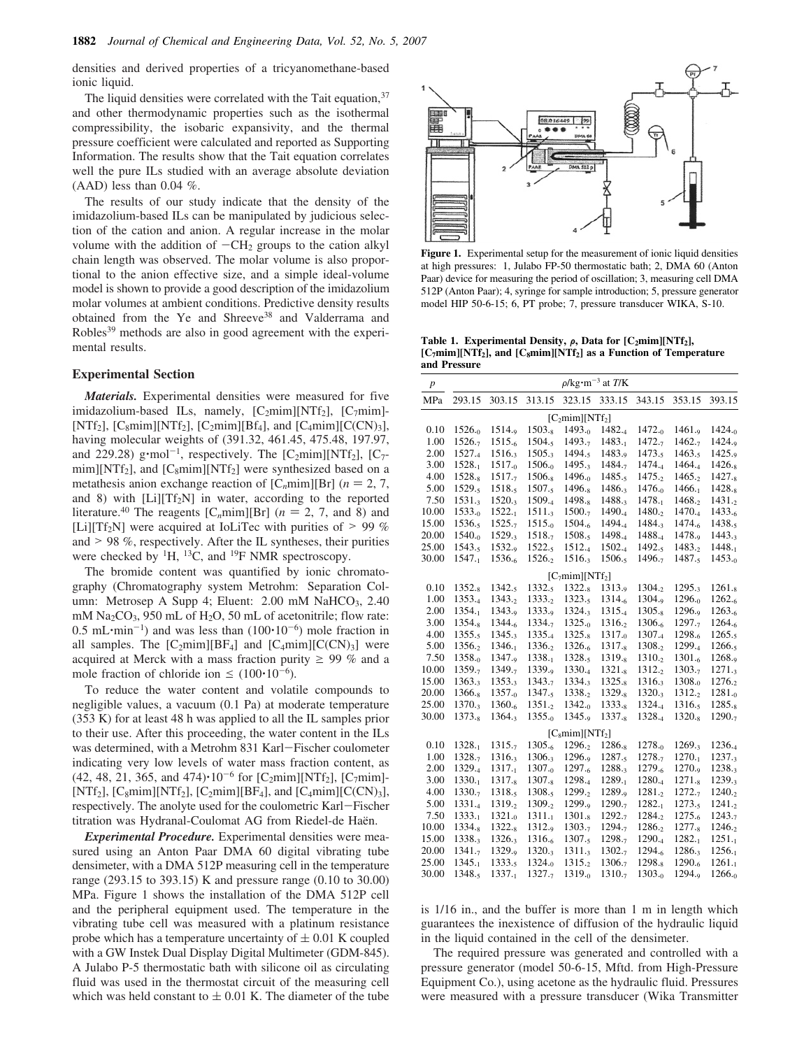densities and derived properties of a tricyanomethane-based ionic liquid.

The liquid densities were correlated with the Tait equation,[37] and other thermodynamic properties such as the isothermal compressibility, the isobaric expansivity, and the thermal pressure coefficient were calculated and reported as Supporting Information. The results show that the Tait equation correlates well the pure ILs studied with an average absolute deviation (AAD) less than 0.04 %.

The results of our study indicate that the density of the imidazolium-based ILs can be manipulated by judicious selection of the cation and anion. A regular increase in the molar volume with the addition of $-CH_2$ groups to the cation alkyl chain length was observed. The molar volume is also proportional to the anion effective size, and a simple ideal-volume model is shown to provide a good description of the imidazolium molar volumes at ambient conditions. Predictive density results obtained from the Ye and Shreeve[38] and Valderrama and Robles[39] methods are also in good agreement with the experimental results.

## Experimental Section

***Materials.*** Experimental densities were measured for five imidazolium-based ILs, namely, $[C_2mim][NTf_2]$, $[C_7mim][NTf_2]$, $[C_8mim][NTf_2]$, $[C_2mim][BF_4]$, and $[C_4mim][C(CN)_3]$, having molecular weights of (391.32, 461.45, 475.48, 197.97, and 229.28) g·mol$^{-1}$, respectively. The $[C_2mim][NTf_2]$, $[C_7mim][NTf_2]$, and $[C_8mim][NTf_2]$ were synthesized based on a metathesis anion exchange reaction of $[C_nmim][Br]$ ($n$ = 2, 7, and 8) with $[Li][Tf_2N]$ in water, according to the reported literature.[40] The reagents $[C_nmim][Br]$ ($n$ = 2, 7, and 8) and $[Li][Tf_2N]$ were acquired at IoLiTec with purities of > 99 % and > 98 %, respectively. After the IL syntheses, their purities were checked by $^1$H, $^{13}$C, and $^{19}$F NMR spectroscopy.

The bromide content was quantified by ionic chromatography (Chromatography system Metrohm: Separation Column: Metrosep A Supp 4; Eluent: 2.00 mM $NaHCO_3$, 2.40 mM $Na_2CO_3$, 950 mL of $H_2O$, 50 mL of acetonitrile; flow rate: 0.5 mL·min$^{-1}$) and was less than $(100 \cdot 10^{-6})$ mole fraction in all samples. The $[C_2mim][BF_4]$ and $[C_4mim][C(CN)_3]$ were acquired at Merck with a mass fraction purity ≥ 99 % and a mole fraction of chloride ion ≤ $(100 \cdot 10^{-6})$.

To reduce the water content and volatile compounds to negligible values, a vacuum (0.1 Pa) at moderate temperature (353 K) for at least 48 h was applied to all the IL samples prior to their use. After this proceeding, the water content in the ILs was determined, with a Metrohm 831 Karl–Fischer coulometer indicating very low levels of water mass fraction content, as $(42, 48, 21, 365, \text{and } 474) \cdot 10^{-6}$ for $[C_2mim][NTf_2]$, $[C_7mim][NTf_2]$, $[C_8mim][NTf_2]$, $[C_2mim][BF_4]$, and $[C_4mim][C(CN)_3]$, respectively. The anolyte used for the coulometric Karl–Fischer titration was Hydranal-Coulomat AG from Riedel-de Haën.

***Experimental Procedure.*** Experimental densities were measured using an Anton Paar DMA 60 digital vibrating tube densimeter, with a DMA 512P measuring cell in the temperature range (293.15 to 393.15) K and pressure range (0.10 to 30.00) MPa. Figure 1 shows the installation of the DMA 512P cell and the peripheral equipment used. The temperature in the vibrating tube cell was measured with a platinum resistance probe which has a temperature uncertainty of ± 0.01 K coupled with a GW Instek Dual Display Digital Multimeter (GDM-845). A Julabo P-5 thermostatic bath with silicone oil as circulating fluid was used in the thermostat circuit of the measuring cell which was held constant to ± 0.01 K. The diameter of the tube is 1/16 in., and the buffer is more than 1 m in length which guarantees the inexistence of diffusion of the hydraulic liquid in the liquid contained in the cell of the densimeter.

The required pressure was generated and controlled with a pressure generator (model 50-6-15, Mftd. from High-Pressure Equipment Co.), using acetone as the hydraulic fluid. Pressures were measured with a pressure transducer (Wika Transmitter

**Figure 1.** Experimental setup for the measurement of ionic liquid densities at high pressures: 1, Julabo FP-50 thermostatic bath; 2, DMA 60 (Anton Paar) device for measuring the period of oscillation; 3, measuring cell DMA 512P (Anton Paar); 4, syringe for sample introduction; 5, pressure generator model HIP 50-6-15; 6, PT probe; 7, pressure transducer WIKA, S-10.

**Table 1. Experimental Density, $\rho$, Data for $[C_2mim][NTf_2]$, $[C_7mim][NTf_2]$, and $[C_8mim][NTf_2]$ as a Function of Temperature and Pressure**

| $p$ | $\rho$/kg·m$^{-3}$ at $T$/K | | | | | | | |
|---|---|---|---|---|---|---|---|---|
| MPa | 293.15 | 303.15 | 313.15 | 323.15 | 333.15 | 343.15 | 353.15 | 393.15 |
| | | | | $[C_2mim][NTf_2]$ | | | | |
| 0.10 | 1526.0 | 1514.9 | 1503.8 | 1493.0 | 1482.4 | 1472.0 | 1461.9 | 1424.0 |
| 1.00 | 1526.7 | 1515.6 | 1504.5 | 1493.7 | 1483.1 | 1472.7 | 1462.7 | 1424.9 |
| 2.00 | 1527.4 | 1516.3 | 1505.3 | 1494.5 | 1483.9 | 1473.5 | 1463.5 | 1425.9 |
| 3.00 | 1528.1 | 1517.0 | 1506.0 | 1495.3 | 1484.7 | 1474.4 | 1464.4 | 1426.8 |
| 4.00 | 1528.8 | 1517.7 | 1506.8 | 1496.0 | 1485.5 | 1475.2 | 1465.2 | 1427.8 |
| 5.00 | 1529.5 | 1518.5 | 1507.5 | 1496.8 | 1486.3 | 1476.0 | 1466.1 | 1428.8 |
| 7.50 | 1531.3 | 1520.3 | 1509.4 | 1498.8 | 1488.3 | 1478.1 | 1468.2 | 1431.2 |
| 10.00 | 1533.0 | 1522.1 | 1511.3 | 1500.7 | 1490.4 | 1480.2 | 1470.4 | 1433.6 |
| 15.00 | 1536.5 | 1525.7 | 1515.0 | 1504.6 | 1494.4 | 1484.3 | 1474.6 | 1438.5 |
| 20.00 | 1540.0 | 1529.3 | 1518.7 | 1508.5 | 1498.4 | 1488.4 | 1478.9 | 1443.3 |
| 25.00 | 1543.5 | 1532.9 | 1522.5 | 1512.4 | 1502.4 | 1492.5 | 1483.2 | 1448.1 |
| 30.00 | 1547.1 | 1536.6 | 1526.2 | 1516.3 | 1506.5 | 1496.7 | 1487.5 | 1453.0 |
| | | | | $[C_7mim][NTf_2]$ | | | | |
| 0.10 | 1352.8 | 1342.5 | 1332.5 | 1322.8 | 1313.9 | 1304.2 | 1295.3 | 1261.8 |
| 1.00 | 1353.4 | 1343.2 | 1333.2 | 1323.5 | 1314.6 | 1304.9 | 1296.0 | 1262.6 |
| 2.00 | 1354.1 | 1343.9 | 1333.9 | 1324.3 | 1315.4 | 1305.8 | 1296.9 | 1263.6 |
| 3.00 | 1354.8 | 1344.6 | 1334.7 | 1325.0 | 1316.2 | 1306.6 | 1297.7 | 1264.6 |
| 4.00 | 1355.5 | 1345.3 | 1335.4 | 1325.8 | 1317.0 | 1307.4 | 1298.6 | 1265.5 |
| 5.00 | 1356.2 | 1346.1 | 1336.2 | 1326.6 | 1317.8 | 1308.2 | 1299.4 | 1266.5 |
| 7.50 | 1358.0 | 1347.9 | 1338.1 | 1328.5 | 1319.8 | 1310.2 | 1301.6 | 1268.9 |
| 10.00 | 1359.7 | 1349.7 | 1339.9 | 1330.4 | 1321.8 | 1312.2 | 1303.7 | 1271.3 |
| 15.00 | 1363.3 | 1353.3 | 1343.7 | 1334.3 | 1325.8 | 1316.3 | 1308.0 | 1276.2 |
| 20.00 | 1366.8 | 1357.0 | 1347.5 | 1338.2 | 1329.8 | 1320.3 | 1312.2 | 1281.0 |
| 25.00 | 1370.3 | 1360.6 | 1351.2 | 1342.0 | 1333.8 | 1324.4 | 1316.5 | 1285.8 |
| 30.00 | 1373.8 | 1364.3 | 1355.0 | 1345.9 | 1337.8 | 1328.4 | 1320.8 | 1290.7 |
| | | | | $[C_8mim][NTf_2]$ | | | | |
| 0.10 | 1328.1 | 1315.7 | 1305.6 | 1296.2 | 1286.8 | 1278.0 | 1269.3 | 1236.4 |
| 1.00 | 1328.7 | 1316.3 | 1306.3 | 1296.9 | 1287.5 | 1278.7 | 1270.1 | 1237.3 |
| 2.00 | 1329.4 | 1317.1 | 1307.0 | 1297.6 | 1288.3 | 1279.6 | 1270.9 | 1238.3 |
| 3.00 | 1330.1 | 1317.8 | 1307.8 | 1298.4 | 1289.1 | 1280.4 | 1271.8 | 1239.3 |
| 4.00 | 1330.7 | 1318.5 | 1308.5 | 1299.2 | 1289.9 | 1281.2 | 1272.7 | 1240.2 |
| 5.00 | 1331.4 | 1319.2 | 1309.2 | 1299.9 | 1290.7 | 1282.1 | 1273.5 | 1241.2 |
| 7.50 | 1333.1 | 1321.0 | 1311.1 | 1301.8 | 1292.7 | 1284.2 | 1275.6 | 1243.7 |
| 10.00 | 1334.8 | 1322.8 | 1312.9 | 1303.7 | 1294.7 | 1286.2 | 1277.8 | 1246.2 |
| 15.00 | 1338.3 | 1326.3 | 1316.6 | 1307.5 | 1298.7 | 1290.4 | 1282.1 | 1251.1 |
| 20.00 | 1341.7 | 1329.9 | 1320.3 | 1311.3 | 1302.7 | 1294.6 | 1286.3 | 1256.1 |
| 25.00 | 1345.1 | 1333.5 | 1324.0 | 1315.2 | 1306.7 | 1298.8 | 1290.6 | 1261.1 |
| 30.00 | 1348.5 | 1337.1 | 1327.7 | 1319.0 | 1310.7 | 1303.0 | 1294.9 | 1266.0 |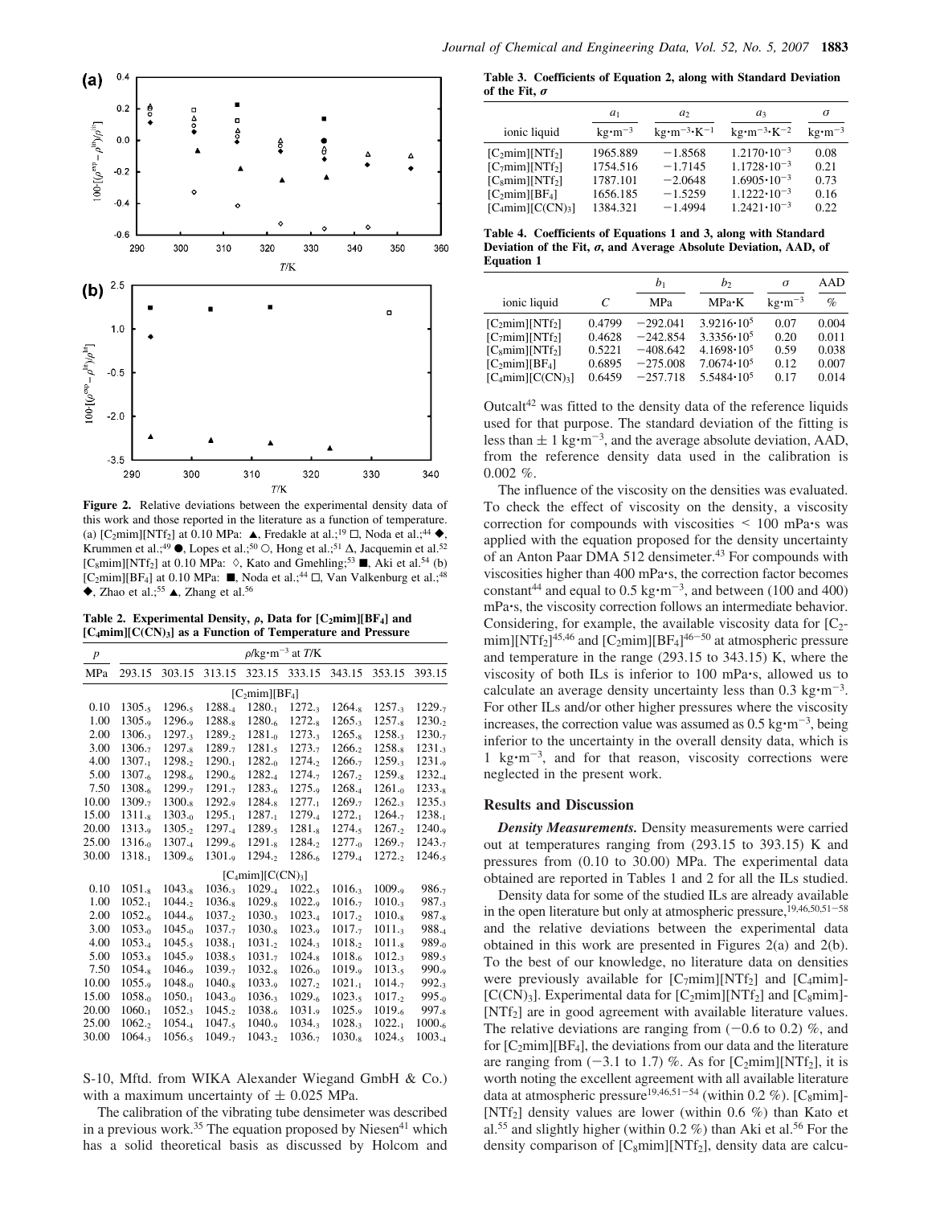**Figure 2.** Relative deviations between the experimental density data of this work and those reported in the literature as a function of temperature. (a) [$C_2$mim][$NTf_2$] at 0.10 MPa: ▲, Fredakle at al.;[19] □, Noda et al.;[44] ◆, Krummen et al.;[49] ●, Lopes et al.;[50] ○, Hong et al.;[51] Δ, Jacquemin et al.[52] [$C_8$mim][$NTf_2$] at 0.10 MPa: ◇, Kato and Gmehling;[53] ■, Aki et al.[54] (b) [$C_2$mim][$BF_4$] at 0.10 MPa: ■, Noda et al.;[44] □, Van Valkenburg et al.;[48] ◆, Zhao et al.;[55] ▲, Zhang et al.[56]

**Table 2. Experimental Density, ρ, Data for [$C_2$mim][$BF_4$] and [$C_4$mim][$C(CN)_3$] as a Function of Temperature and Pressure**

| $p$ | $\rho$/kg·m$^{-3}$ at $T$/K | | | | | | | |
|---|---|---|---|---|---|---|---|---|
| MPa | 293.15 | 303.15 | 313.15 | 323.15 | 333.15 | 343.15 | 353.15 | 393.15 |
| | [$C_2$mim][$BF_4$] | | | | | | | |
| 0.10 | 1305.5 | 1296.5 | 1288.4 | 1280.1 | 1272.3 | 1264.8 | 1257.3 | 1229.7 |
| 1.00 | 1305.9 | 1296.9 | 1288.8 | 1280.6 | 1272.8 | 1265.3 | 1257.8 | 1230.2 |
| 2.00 | 1306.3 | 1297.3 | 1289.2 | 1281.0 | 1273.3 | 1265.8 | 1258.3 | 1230.7 |
| 3.00 | 1306.7 | 1297.8 | 1289.7 | 1281.5 | 1273.7 | 1266.2 | 1258.8 | 1231.3 |
| 4.00 | 1307.1 | 1298.2 | 1290.1 | 1282.0 | 1274.2 | 1266.7 | 1259.3 | 1231.9 |
| 5.00 | 1307.6 | 1298.6 | 1290.6 | 1282.4 | 1274.7 | 1267.2 | 1259.8 | 1232.4 |
| 7.50 | 1308.6 | 1299.7 | 1291.7 | 1283.6 | 1275.9 | 1268.4 | 1261.0 | 1233.8 |
| 10.00 | 1309.7 | 1300.8 | 1292.9 | 1284.8 | 1277.1 | 1269.7 | 1262.3 | 1235.3 |
| 15.00 | 1311.8 | 1303.0 | 1295.1 | 1287.1 | 1279.4 | 1272.1 | 1264.7 | 1238.1 |
| 20.00 | 1313.9 | 1305.2 | 1297.4 | 1289.5 | 1281.8 | 1274.5 | 1267.2 | 1240.9 |
| 25.00 | 1316.0 | 1307.4 | 1299.6 | 1291.8 | 1284.2 | 1277.0 | 1269.7 | 1243.7 |
| 30.00 | 1318.1 | 1309.6 | 1301.9 | 1294.2 | 1286.6 | 1279.4 | 1272.2 | 1246.5 |
| | [$C_4$mim][$C(CN)_3$] | | | | | | | |
| 0.10 | 1051.8 | 1043.8 | 1036.3 | 1029.4 | 1022.5 | 1016.3 | 1009.9 | 986.7 |
| 1.00 | 1052.1 | 1044.2 | 1036.8 | 1029.8 | 1022.9 | 1016.7 | 1010.3 | 987.3 |
| 2.00 | 1052.6 | 1044.6 | 1037.2 | 1030.3 | 1023.4 | 1017.2 | 1010.8 | 987.8 |
| 3.00 | 1053.0 | 1045.0 | 1037.7 | 1030.8 | 1023.9 | 1017.7 | 1011.3 | 988.4 |
| 4.00 | 1053.4 | 1045.5 | 1038.1 | 1031.2 | 1024.3 | 1018.2 | 1011.8 | 989.0 |
| 5.00 | 1053.8 | 1045.9 | 1038.5 | 1031.7 | 1024.8 | 1018.6 | 1012.3 | 989.5 |
| 7.50 | 1054.8 | 1046.9 | 1039.7 | 1032.8 | 1026.0 | 1019.9 | 1013.5 | 990.9 |
| 10.00 | 1055.9 | 1048.0 | 1040.8 | 1033.9 | 1027.2 | 1021.1 | 1014.7 | 992.3 |
| 15.00 | 1058.0 | 1050.1 | 1043.0 | 1036.3 | 1029.6 | 1023.5 | 1017.2 | 995.0 |
| 20.00 | 1060.1 | 1052.3 | 1045.2 | 1038.6 | 1031.9 | 1025.9 | 1019.6 | 997.8 |
| 25.00 | 1062.2 | 1054.4 | 1047.5 | 1040.9 | 1034.3 | 1028.3 | 1022.1 | 1000.6 |
| 30.00 | 1064.3 | 1056.5 | 1049.7 | 1043.2 | 1036.7 | 1030.8 | 1024.5 | 1003.4 |

S-10, Mftd. from WIKA Alexander Wiegand GmbH & Co.) with a maximum uncertainty of ± 0.025 MPa.

The calibration of the vibrating tube densimeter was described in a previous work.[35] The equation proposed by Niesen[41] which has a solid theoretical basis as discussed by Holcom and Outcalt[42] was fitted to the density data of the reference liquids used for that purpose. The standard deviation of the fitting is less than ± 1 kg·m$^{-3}$, and the average absolute deviation, AAD, from the reference density data used in the calibration is 0.002 %.

The influence of the viscosity on the densities was evaluated. To check the effect of viscosity on the density, a viscosity correction for compounds with viscosities < 100 mPa·s was applied with the equation proposed for the density uncertainty of an Anton Paar DMA 512 densimeter.[43] For compounds with viscosities higher than 400 mPa·s, the correction factor becomes constant[44] and equal to 0.5 kg·m$^{-3}$, and between (100 and 400) mPa·s, the viscosity correction follows an intermediate behavior. Considering, for example, the available viscosity data for [$C_2$mim][$NTf_2$][45,46] and [$C_2$mim][$BF_4$][46−50] at atmospheric pressure and temperature in the range (293.15 to 343.15) K, where the viscosity of both ILs is inferior to 100 mPa·s, allowed us to calculate an average density uncertainty less than 0.3 kg·m$^{-3}$. For other ILs and/or other higher pressures where the viscosity increases, the correction value was assumed as 0.5 kg·m$^{-3}$, being inferior to the uncertainty in the overall density data, which is 1 kg·m$^{-3}$, and for that reason, viscosity corrections were neglected in the present work.

**Table 3. Coefficients of Equation 2, along with Standard Deviation of the Fit, σ**

| ionic liquid | $a_1$ (kg·m$^{-3}$) | $a_2$ (kg·m$^{-3}$·K$^{-1}$) | $a_3$ (kg·m$^{-3}$·K$^{-2}$) | σ (kg·m$^{-3}$) |
|---|---|---|---|---|
| [$C_2$mim][$NTf_2$] | 1965.889 | −1.8568 | $1.2170 \cdot 10^{-3}$ | 0.08 |
| [$C_7$mim][$NTf_2$] | 1754.516 | −1.7145 | $1.1728 \cdot 10^{-3}$ | 0.21 |
| [$C_8$mim][$NTf_2$] | 1787.101 | −2.0648 | $1.6905 \cdot 10^{-3}$ | 0.73 |
| [$C_2$mim][$BF_4$] | 1656.185 | −1.5259 | $1.1222 \cdot 10^{-3}$ | 0.16 |
| [$C_4$mim][$C(CN)_3$] | 1384.321 | −1.4994 | $1.2421 \cdot 10^{-3}$ | 0.22 |

**Table 4. Coefficients of Equations 1 and 3, along with Standard Deviation of the Fit, σ, and Average Absolute Deviation, AAD, of Equation 1**

| ionic liquid | $C$ | $b_1$ (MPa) | $b_2$ (MPa·K) | σ (kg·m$^{-3}$) | AAD (%) |
|---|---|---|---|---|---|
| [$C_2$mim][$NTf_2$] | 0.4799 | −292.041 | $3.9216 \cdot 10^{5}$ | 0.07 | 0.004 |
| [$C_7$mim][$NTf_2$] | 0.4628 | −242.854 | $3.3356 \cdot 10^{5}$ | 0.20 | 0.011 |
| [$C_8$mim][$NTf_2$] | 0.5221 | −408.642 | $4.1698 \cdot 10^{5}$ | 0.59 | 0.038 |
| [$C_2$mim][$BF_4$] | 0.6895 | −275.008 | $7.0674 \cdot 10^{5}$ | 0.12 | 0.007 |
| [$C_4$mim][$C(CN)_3$] | 0.6459 | −257.718 | $5.5484 \cdot 10^{5}$ | 0.17 | 0.014 |

## Results and Discussion

***Density Measurements.*** Density measurements were carried out at temperatures ranging from (293.15 to 393.15) K and pressures from (0.10 to 30.00) MPa. The experimental data obtained are reported in Tables 1 and 2 for all the ILs studied.

Density data for some of the studied ILs are already available in the open literature but only at atmospheric pressure,[19,46,50,51−58] and the relative deviations between the experimental data obtained in this work are presented in Figures 2(a) and 2(b). To the best of our knowledge, no literature data on densities were previously available for [$C_7$mim][$NTf_2$] and [$C_4$mim][$C(CN)_3$]. Experimental data for [$C_2$mim][$NTf_2$] and [$C_8$mim][$NTf_2$] are in good agreement with available literature values. The relative deviations are ranging from (−0.6 to 0.2) %, and for [$C_2$mim][$BF_4$], the deviations from our data and the literature are ranging from (−3.1 to 1.7) %. As for [$C_2$mim][$NTf_2$], it is worth noting the excellent agreement with all available literature data at atmospheric pressure[19,46,51−54] (within 0.2 %). [$C_8$mim][$NTf_2$] density values are lower (within 0.6 %) than Kato et al.[55] and slightly higher (within 0.2 %) than Aki et al.[56] For the density comparison of [$C_8$mim][$NTf_2$], density data are calcu-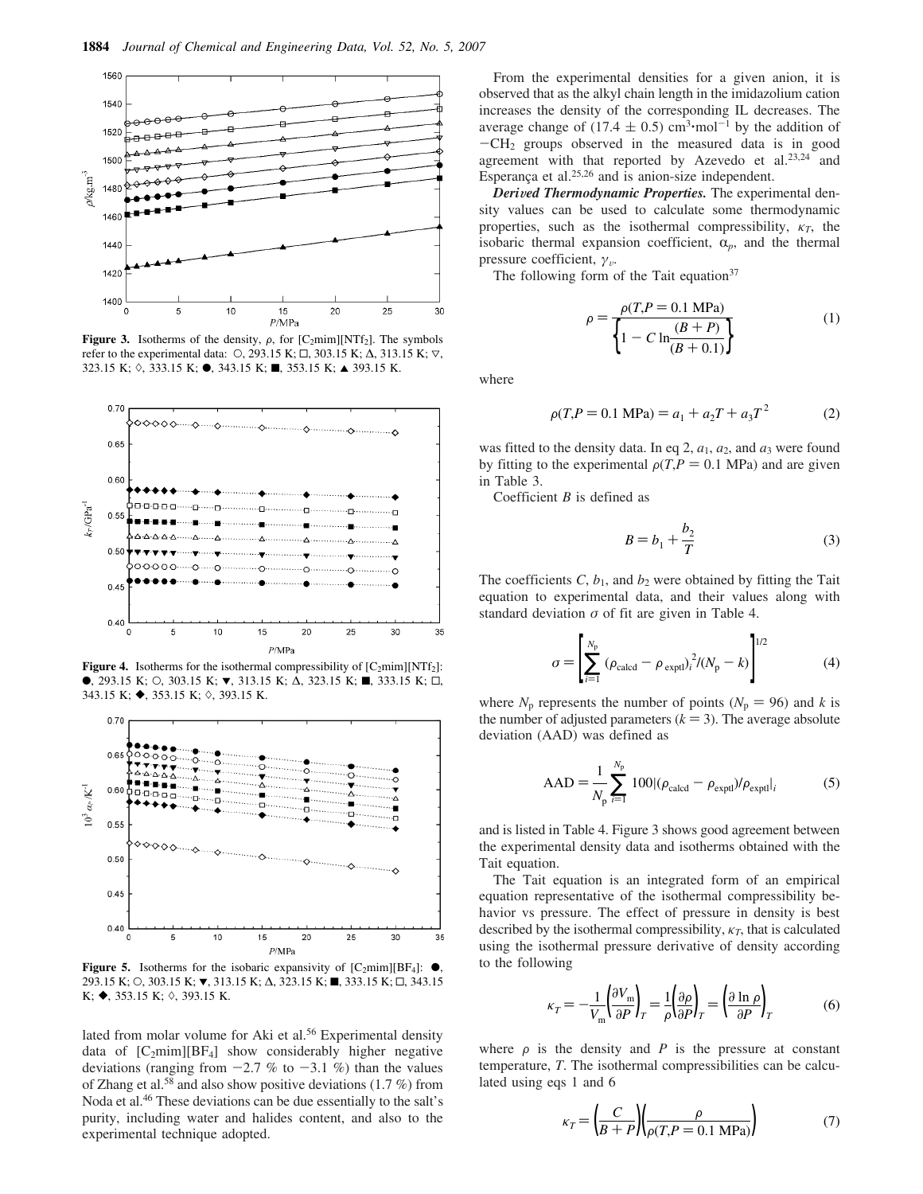Figure 3. Isotherms of the density, $\rho$, for [$C_2$mim][$NTf_2$]. The symbols refer to the experimental data: ○, 293.15 K; □, 303.15 K; Δ, 313.15 K; ▽, 323.15 K; ◇, 333.15 K; ●, 343.15 K; ■, 353.15 K; ▲ 393.15 K.

Figure 4. Isotherms for the isothermal compressibility of [$C_2$mim][$NTf_2$]: ●, 293.15 K; ○, 303.15 K; ▼, 313.15 K; Δ, 323.15 K; ■, 333.15 K; □, 343.15 K; ◆, 353.15 K; ◇, 393.15 K.

Figure 5. Isotherms for the isobaric expansivity of [$C_2$mim][$BF_4$]: ●, 293.15 K; ○, 303.15 K; ▼, 313.15 K; Δ, 323.15 K; ■, 333.15 K; □, 343.15 K; ◆, 353.15 K; ◇, 393.15 K.

lated from molar volume for Aki et al.[56] Experimental density data of [$C_2$mim][$BF_4$] show considerably higher negative deviations (ranging from −2.7 % to −3.1 %) than the values of Zhang et al.[58] and also show positive deviations (1.7 %) from Noda et al.[46] These deviations can be due essentially to the salt's purity, including water and halides content, and also to the experimental technique adopted.

From the experimental densities for a given anion, it is observed that as the alkyl chain length in the imidazolium cation increases the density of the corresponding IL decreases. The average change of (17.4 ± 0.5) $cm^3 \cdot mol^{-1}$ by the addition of $-CH_2$ groups observed in the measured data is in good agreement with that reported by Azevedo et al.[23,24] and Esperança et al.[25,26] and is anion-size independent.

***Derived Thermodynamic Properties.*** The experimental density values can be used to calculate some thermodynamic properties, such as the isothermal compressibility, $\kappa_T$, the isobaric thermal expansion coefficient, $\alpha_p$, and the thermal pressure coefficient, $\gamma_v$.

The following form of the Tait equation[37]

$$\rho = \frac{\rho(T, P = 0.1\ \text{MPa})}{\left\{1 - C \ln\dfrac{(B + P)}{(B + 0.1)}\right\}} \tag{1}$$

where

$$\rho(T, P = 0.1\ \text{MPa}) = a_1 + a_2 T + a_3 T^2 \tag{2}$$

was fitted to the density data. In eq 2, $a_1$, $a_2$, and $a_3$ were found by fitting to the experimental $\rho(T, P = 0.1\ \text{MPa})$ and are given in Table 3.

Coefficient $B$ is defined as

$$B = b_1 + \frac{b_2}{T} \tag{3}$$

The coefficients $C$, $b_1$, and $b_2$ were obtained by fitting the Tait equation to experimental data, and their values along with standard deviation $\sigma$ of fit are given in Table 4.

$$\sigma = \left[\sum_{i=1}^{N_p} (\rho_{\text{calcd}} - \rho_{\text{exptl}})_i^2 / (N_p - k)\right]^{1/2} \tag{4}$$

where $N_p$ represents the number of points ($N_p = 96$) and $k$ is the number of adjusted parameters ($k = 3$). The average absolute deviation (AAD) was defined as

$$\text{AAD} = \frac{1}{N_p} \sum_{i=1}^{N_p} 100 |(\rho_{\text{calcd}} - \rho_{\text{exptl}})/\rho_{\text{exptl}}|_i \tag{5}$$

and is listed in Table 4. Figure 3 shows good agreement between the experimental density data and isotherms obtained with the Tait equation.

The Tait equation is an integrated form of an empirical equation representative of the isothermal compressibility behavior vs pressure. The effect of pressure in density is best described by the isothermal compressibility, $\kappa_T$, that is calculated using the isothermal pressure derivative of density according to the following

$$\kappa_T = -\frac{1}{V_m}\left(\frac{\partial V_m}{\partial P}\right)_T = \frac{1}{\rho}\left(\frac{\partial \rho}{\partial P}\right)_T = \left(\frac{\partial \ln \rho}{\partial P}\right)_T \tag{6}$$

where $\rho$ is the density and $P$ is the pressure at constant temperature, $T$. The isothermal compressibilities can be calculated using eqs 1 and 6

$$\kappa_T = \left(\frac{C}{B + P}\right)\left(\frac{\rho}{\rho(T, P = 0.1\ \text{MPa})}\right) \tag{7}$$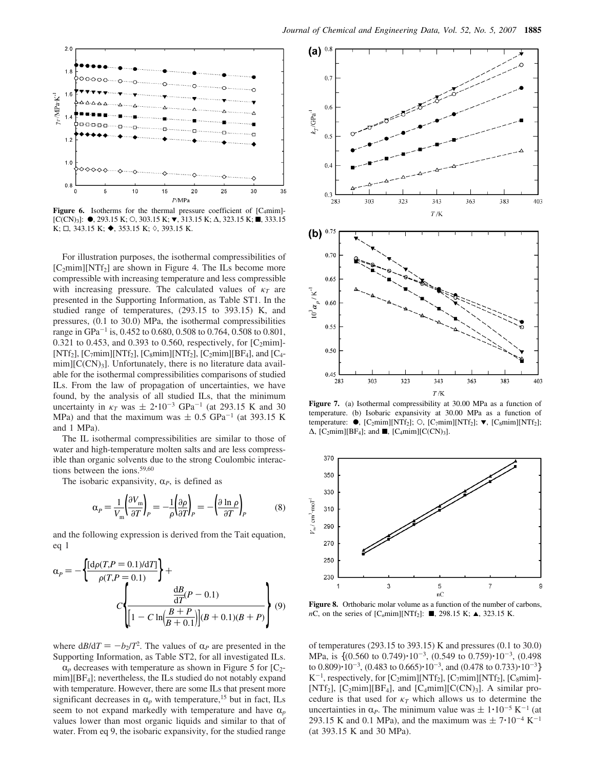**Figure 6.** Isotherms for the thermal pressure coefficient of [C4mim][C(CN)3]: ●, 293.15 K; ○, 303.15 K; ▼, 313.15 K; Δ, 323.15 K; ■, 333.15 K; □, 343.15 K; ◆, 353.15 K; ◇, 393.15 K.

For illustration purposes, the isothermal compressibilities of [C2mim][NTf2] are shown in Figure 4. The ILs become more compressible with increasing temperature and less compressible with increasing pressure. The calculated values of $\kappa_T$ are presented in the Supporting Information, as Table ST1. In the studied range of temperatures, (293.15 to 393.15) K, and pressures, (0.1 to 30.0) MPa, the isothermal compressibilities range in GPa$^{-1}$ is, 0.452 to 0.680, 0.508 to 0.764, 0.508 to 0.801, 0.321 to 0.453, and 0.393 to 0.560, respectively, for [C2mim][NTf2], [C7mim][NTf2], [C8mim][NTf2], [C2mim][BF4], and [C4mim][C(CN)3]. Unfortunately, there is no literature data available for the isothermal compressibilities comparisons of studied ILs. From the law of propagation of uncertainties, we have found, by the analysis of all studied ILs, that the minimum uncertainty in $\kappa_T$ was $\pm$ 2·10$^{-3}$ GPa$^{-1}$ (at 293.15 K and 30 MPa) and that the maximum was $\pm$ 0.5 GPa$^{-1}$ (at 393.15 K and 1 MPa).

The IL isothermal compressibilities are similar to those of water and high-temperature molten salts and are less compressible than organic solvents due to the strong Coulombic interactions between the ions.[59,60]

The isobaric expansivity, $\alpha_P$, is defined as

$$\alpha_P = \frac{1}{V_m}\left(\frac{\partial V_m}{\partial T}\right)_P = -\frac{1}{\rho}\left(\frac{\partial \rho}{\partial T}\right)_P = -\left(\frac{\partial \ln \rho}{\partial T}\right)_P \quad (8)$$

and the following expression is derived from the Tait equation, eq 1

$$\alpha_P = -\left\{\frac{[\mathrm{d}\rho(T,P=0.1)/\mathrm{d}T]}{\rho(T,P=0.1)}\right\} + C\left\{\frac{\frac{\mathrm{d}B}{\mathrm{d}T}(P-0.1)}{\left[1 - C\ln\left(\frac{B+P}{B+0.1}\right)\right](B+0.1)(B+P)}\right\} \quad (9)$$

where $\mathrm{d}B/\mathrm{d}T = -b_2/T^2$. The values of $\alpha_P$ are presented in the Supporting Information, as Table ST2, for all investigated ILs.

$\alpha_p$ decreases with temperature as shown in Figure 5 for [C2mim][BF4]; nevertheless, the ILs do not notably expand with temperature. However, there are some ILs that present more significant decreases in $\alpha_p$ with temperature,[15] but in fact, ILs seem to not expand markedly with temperature and have $\alpha_p$ values lower than most organic liquids and similar to that of water. From eq 9, the isobaric expansivity, for the studied range of temperatures (293.15 to 393.15) K and pressures (0.1 to 30.0) MPa, is {(0.560 to 0.749)·10$^{-3}$, (0.549 to 0.759)·10$^{-3}$, (0.498 to 0.809)·10$^{-3}$, (0.483 to 0.665)·10$^{-3}$, and (0.478 to 0.733)·10$^{-3}$} K$^{-1}$, respectively, for [C2mim][NTf2], [C7mim][NTf2], [C8mim][NTf2], [C2mim][BF4], and [C4mim][C(CN)3]. A similar procedure is that used for $\kappa_T$ which allows us to determine the uncertainties in $\alpha_P$. The minimum value was $\pm$ 1·10$^{-5}$ K$^{-1}$ (at 293.15 K and 0.1 MPa), and the maximum was $\pm$ 7·10$^{-4}$ K$^{-1}$ (at 393.15 K and 30 MPa).

**Figure 7.** (a) Isothermal compressibility at 30.00 MPa as a function of temperature. (b) Isobaric expansivity at 30.00 MPa as a function of temperature: ●, [C2mim][NTf2]; ○, [C7mim][NTf2]; ▼, [C8mim][NTf2]; Δ, [C2mim][BF4]; and ■, [C4mim][C(CN)3].

**Figure 8.** Orthobaric molar volume as a function of the number of carbons, $n$C, on the series of [C$_n$mim][NTf2]: ■, 298.15 K; ▲, 323.15 K.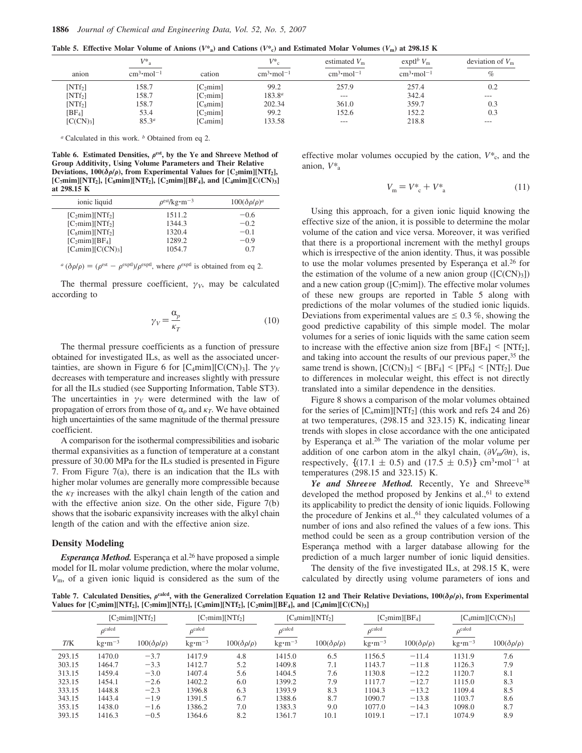**Table 5. Effective Molar Volume of Anions ($V^*_a$) and Cations ($V^*_c$) and Estimated Molar Volumes ($V_m$) at 298.15 K**

| anion | $V^*_a$ $\text{cm}^3\cdot\text{mol}^{-1}$ | cation | $V^*_c$ $\text{cm}^3\cdot\text{mol}^{-1}$ | estimated $V_m$ $\text{cm}^3\cdot\text{mol}^{-1}$ | exptl[b] $V_m$ $\text{cm}^3\cdot\text{mol}^{-1}$ | deviation of $V_m$ % |
|---|---|---|---|---|---|---|
| [NTf$_2$] | 158.7 | [C$_2$mim] | 99.2 | 257.9 | 257.4 | 0.2 |
| [NTf$_2$] | 158.7 | [C$_7$mim] | 183.8[a] | --- | 342.4 | --- |
| [NTf$_2$] | 158.7 | [C$_8$mim] | 202.34 | 361.0 | 359.7 | 0.3 |
| [BF$_4$] | 53.4 | [C$_2$mim] | 99.2 | 152.6 | 152.2 | 0.3 |
| [C(CN)$_3$] | 85.3[a] | [C$_4$mim] | 133.58 | --- | 218.8 | --- |

[a] Calculated in this work. [b] Obtained from eq 2.

**Table 6. Estimated Densities, $\rho^{est}$, by the Ye and Shreeve Method of Group Additivity, Using Volume Parameters and Their Relative Deviations, $100(\delta\rho/\rho)$, from Experimental Values for [C$_2$mim][NTf$_2$], [C$_7$mim][NTf$_2$], [C$_8$mim][NTf$_2$], [C$_2$mim][BF$_4$], and [C$_4$mim][C(CN)$_3$] at 298.15 K**

| ionic liquid | $\rho^{est}$/kg·m$^{-3}$ | $100(\delta\rho/\rho)$[a] |
|---|---|---|
| [C$_2$mim][NTf$_2$] | 1511.2 | −0.6 |
| [C$_7$mim][NTf$_2$] | 1344.3 | −0.2 |
| [C$_8$mim][NTf$_2$] | 1320.4 | −0.1 |
| [C$_2$mim][BF$_4$] | 1289.2 | −0.9 |
| [C$_4$mim][C(CN)$_3$] | 1054.7 | 0.7 |

[a] $(\delta\rho/\rho) = (\rho^{est} - \rho^{exptl})/\rho^{exptl}$, where $\rho^{exptl}$ is obtained from eq 2.

The thermal pressure coefficient, $\gamma_V$, may be calculated according to

$$\gamma_V = \frac{\alpha_p}{\kappa_T} \tag{10}$$

The thermal pressure coefficients as a function of pressure obtained for investigated ILs, as well as the associated uncertainties, are shown in Figure 6 for [C$_4$mim][C(CN)$_3$]. The $\gamma_V$ decreases with temperature and increases slightly with pressure for all the ILs studied (see Supporting Information, Table ST3). The uncertainties in $\gamma_V$ were determined with the law of propagation of errors from those of $\alpha_p$ and $\kappa_T$. We have obtained high uncertainties of the same magnitude of the thermal pressure coefficient.

A comparison for the isothermal compressibilities and isobaric thermal expansivities as a function of temperature at a constant pressure of 30.00 MPa for the ILs studied is presented in Figure 7. From Figure 7(a), there is an indication that the ILs with higher molar volumes are generally more compressible because the $\kappa_T$ increases with the alkyl chain length of the cation and with the effective anion size. On the other side, Figure 7(b) shows that the isobaric expansivity increases with the alkyl chain length of the cation and with the effective anion size.

## Density Modeling

***Esperança Method.*** Esperança et al.[26] have proposed a simple model for IL molar volume prediction, where the molar volume, $V_m$, of a given ionic liquid is considered as the sum of the effective molar volumes occupied by the cation, $V^*_c$, and the anion, $V^*_a$

$$V_m = V^*_c + V^*_a \tag{11}$$

Using this approach, for a given ionic liquid knowing the effective size of the anion, it is possible to determine the molar volume of the cation and vice versa. Moreover, it was verified that there is a proportional increment with the methyl groups which is irrespective of the anion identity. Thus, it was possible to use the molar volumes presented by Esperança et al.[26] for the estimation of the volume of a new anion group ([C(CN)$_3$]) and a new cation group ([C$_7$mim]). The effective molar volumes of these new groups are reported in Table 5 along with predictions of the molar volumes of the studied ionic liquids. Deviations from experimental values are ≤ 0.3 %, showing the good predictive capability of this simple model. The molar volumes for a series of ionic liquids with the same cation seem to increase with the effective anion size from [BF$_4$] < [NTf$_2$], and taking into account the results of our previous paper,[35] the same trend is shown, [C(CN)$_3$] < [BF$_4$] < [PF$_6$] < [NTf$_2$]. Due to differences in molecular weight, this effect is not directly translated into a similar dependence in the densities.

Figure 8 shows a comparison of the molar volumes obtained for the series of [C$_n$mim][NTf$_2$] (this work and refs 24 and 26) at two temperatures, (298.15 and 323.15) K, indicating linear trends with slopes in close accordance with the one anticipated by Esperança et al.[26] The variation of the molar volume per addition of one carbon atom in the alkyl chain, $(\partial V_m/\partial n)$, is, respectively, $\{(17.1 \pm 0.5)$ and $(17.5 \pm 0.5)\}$ cm$^3$·mol$^{-1}$ at temperatures (298.15 and 323.15) K.

***Ye and Shreeve Method.*** Recently, Ye and Shreeve[38] developed the method proposed by Jenkins et al.,[61] to extend its applicability to predict the density of ionic liquids. Following the procedure of Jenkins et al.,[61] they calculated volumes of a number of ions and also refined the values of a few ions. This method could be seen as a group contribution version of the Esperança method with a larger database allowing for the prediction of a much larger number of ionic liquid densities.

The density of the five investigated ILs, at 298.15 K, were calculated by directly using volume parameters of ions and

**Table 7. Calculated Densities, $\rho^{calcd}$, with the Generalized Correlation Equation 12 and Their Relative Deviations, $100(\delta\rho/\rho)$, from Experimental Values for [C$_2$mim][NTf$_2$], [C$_7$mim][NTf$_2$], [C$_8$mim][NTf$_2$], [C$_2$mim][BF$_4$], and [C$_4$mim][C(CN)$_3$]**

| | [C$_2$mim][NTf$_2$] | | [C$_7$mim][NTf$_2$] | | [C$_8$mim][NTf$_2$] | | [C$_2$mim][BF$_4$] | | [C$_4$mim][C(CN)$_3$] | |
|---|---|---|---|---|---|---|---|---|---|---|
| $T$/K | $\rho^{calcd}$ kg·m$^{-3}$ | $100(\delta\rho/\rho)$ | $\rho^{calcd}$ kg·m$^{-3}$ | $100(\delta\rho/\rho)$ | $\rho^{calcd}$ kg·m$^{-3}$ | $100(\delta\rho/\rho)$ | $\rho^{calcd}$ kg·m$^{-3}$ | $100(\delta\rho/\rho)$ | $\rho^{calcd}$ kg·m$^{-3}$ | $100(\delta\rho/\rho)$ |
| 293.15 | 1470.0 | −3.7 | 1417.9 | 4.8 | 1415.0 | 6.5 | 1156.5 | −11.4 | 1131.9 | 7.6 |
| 303.15 | 1464.7 | −3.3 | 1412.7 | 5.2 | 1409.8 | 7.1 | 1143.7 | −11.8 | 1126.3 | 7.9 |
| 313.15 | 1459.4 | −3.0 | 1407.4 | 5.6 | 1404.5 | 7.6 | 1130.8 | −12.2 | 1120.7 | 8.1 |
| 323.15 | 1454.1 | −2.6 | 1402.2 | 6.0 | 1399.2 | 7.9 | 1117.7 | −12.7 | 1115.0 | 8.3 |
| 333.15 | 1448.8 | −2.3 | 1396.8 | 6.3 | 1393.9 | 8.3 | 1104.3 | −13.2 | 1109.4 | 8.5 |
| 343.15 | 1443.4 | −1.9 | 1391.5 | 6.7 | 1388.6 | 8.7 | 1090.7 | −13.8 | 1103.7 | 8.6 |
| 353.15 | 1438.0 | −1.6 | 1386.2 | 7.0 | 1383.3 | 9.0 | 1077.0 | −14.3 | 1098.0 | 8.7 |
| 393.15 | 1416.3 | −0.5 | 1364.6 | 8.2 | 1361.7 | 10.1 | 1019.1 | −17.1 | 1074.9 | 8.9 |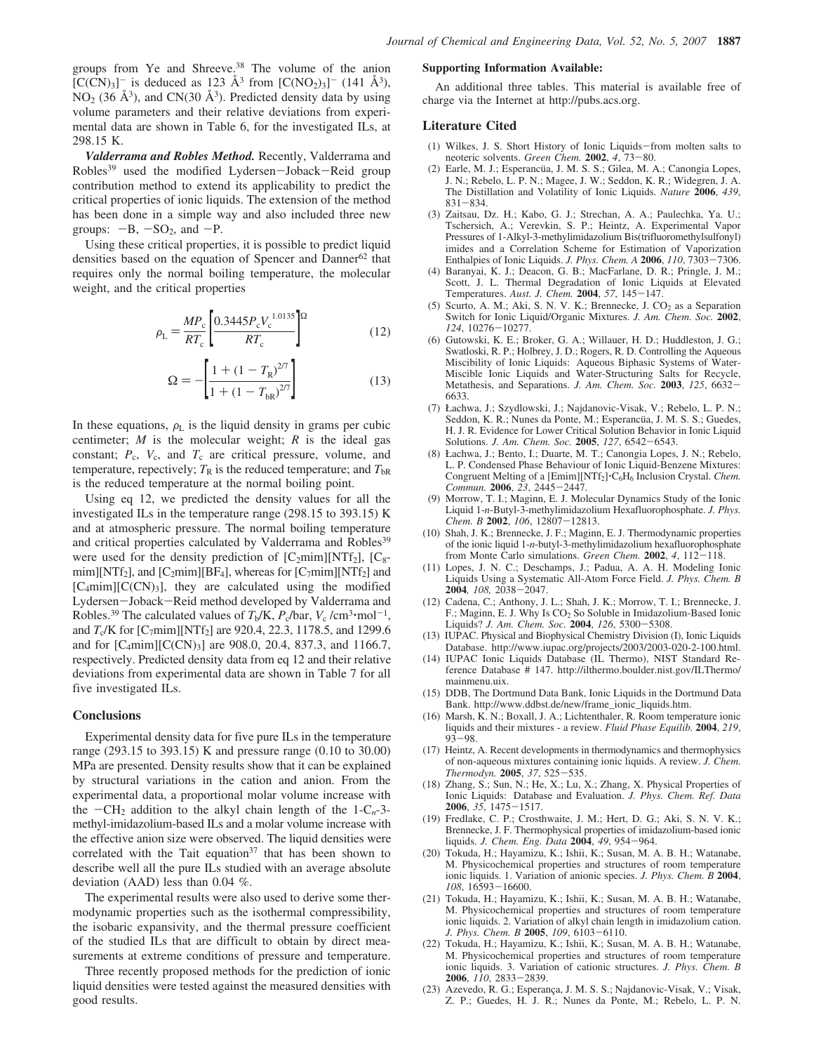groups from Ye and Shreeve.[38] The volume of the anion $[C(CN)_3]^-$ is deduced as 123 Å$^3$ from $[C(NO_2)_3]^-$ (141 Å$^3$), $NO_2$ (36 Å$^3$), and CN(30 Å$^3$). Predicted density data by using volume parameters and their relative deviations from experimental data are shown in Table 6, for the investigated ILs, at 298.15 K.

***Valderrama and Robles Method.*** Recently, Valderrama and Robles[39] used the modified Lydersen−Joback−Reid group contribution method to extend its applicability to predict the critical properties of ionic liquids. The extension of the method has been done in a simple way and also included three new groups: −B, $-SO_2$, and −P.

Using these critical properties, it is possible to predict liquid densities based on the equation of Spencer and Danner[62] that requires only the normal boiling temperature, the molecular weight, and the critical properties

$$\rho_L = \frac{MP_c}{RT_c}\left[\frac{0.3445P_cV_c^{\,1.0135}}{RT_c}\right]^{\Omega} \tag{12}$$

$$\Omega = -\left[\frac{1 + (1 - T_R)^{2/7}}{1 + (1 - T_{bR})^{2/7}}\right] \tag{13}$$

In these equations, $\rho_L$ is the liquid density in grams per cubic centimeter; $M$ is the molecular weight; $R$ is the ideal gas constant; $P_c$, $V_c$, and $T_c$ are critical pressure, volume, and temperature, repectively; $T_R$ is the reduced temperature; and $T_{bR}$ is the reduced temperature at the normal boiling point.

Using eq 12, we predicted the density values for all the investigated ILs in the temperature range (298.15 to 393.15) K and at atmospheric pressure. The normal boiling temperature and critical properties calculated by Valderrama and Robles[39] were used for the density prediction of $[C_2mim][NTf_2]$, $[C_8mim][NTf_2]$, and $[C_2mim][BF_4]$, whereas for $[C_7mim][NTf_2]$ and $[C_4mim][C(CN)_3]$, they are calculated using the modified Lydersen−Joback−Reid method developed by Valderrama and Robles.[39] The calculated values of $T_b$/K, $P_c$/bar, $V_c$ /cm$^3$·mol$^{-1}$, and $T_c$/K for $[C_7mim][NTf_2]$ are 920.4, 22.3, 1178.5, and 1299.6 and for $[C_4mim][C(CN)_3]$ are 908.0, 20.4, 837.3, and 1166.7, respectively. Predicted density data from eq 12 and their relative deviations from experimental data are shown in Table 7 for all five investigated ILs.

## Conclusions

Experimental density data for five pure ILs in the temperature range (293.15 to 393.15) K and pressure range (0.10 to 30.00) MPa are presented. Density results show that it can be explained by structural variations in the cation and anion. From the experimental data, a proportional molar volume increase with the $-CH_2$ addition to the alkyl chain length of the 1-$C_n$-3-methyl-imidazolium-based ILs and a molar volume increase with the effective anion size were observed. The liquid densities were correlated with the Tait equation[37] that has been shown to describe well all the pure ILs studied with an average absolute deviation (AAD) less than 0.04 %.

The experimental results were also used to derive some thermodynamic properties such as the isothermal compressibility, the isobaric expansivity, and the thermal pressure coefficient of the studied ILs that are difficult to obtain by direct measurements at extreme conditions of pressure and temperature.

Three recently proposed methods for the prediction of ionic liquid densities were tested against the measured densities with good results.

### Supporting Information Available:

An additional three tables. This material is available free of charge via the Internet at http://pubs.acs.org.

## Literature Cited

(1) Wilkes, J. S. Short History of Ionic Liquids−from molten salts to neoteric solvents. *Green Chem.* **2002**, *4*, 73−80.
(2) Earle, M. J.; Esperancüa, J. M. S. S.; Gilea, M. A.; Canongia Lopes, J. N.; Rebelo, L. P. N.; Magee, J. W.; Seddon, K. R.; Widegren, J. A. The Distillation and Volatility of Ionic Liquids. *Nature* **2006**, *439*, 831−834.
(3) Zaitsau, Dz. H.; Kabo, G. J.; Strechan, A. A.; Paulechka, Ya. U.; Tschersich, A.; Verevkin, S. P.; Heintz, A. Experimental Vapor Pressures of 1-Alkyl-3-methylimidazolium Bis(trifluoromethylsulfonyl) imides and a Correlation Scheme for Estimation of Vaporization Enthalpies of Ionic Liquids. *J. Phys. Chem. A* **2006**, *110*, 7303−7306.
(4) Baranyai, K. J.; Deacon, G. B.; MacFarlane, D. R.; Pringle, J. M.; Scott, J. L. Thermal Degradation of Ionic Liquids at Elevated Temperatures. *Aust. J. Chem.* **2004**, *57*, 145−147.
(5) Scurto, A. M.; Aki, S. N. V. K.; Brennecke, J. $CO_2$ as a Separation Switch for Ionic Liquid/Organic Mixtures. *J. Am. Chem. Soc.* **2002**, *124*, 10276−10277.
(6) Gutowski, K. E.; Broker, G. A.; Willauer, H. D.; Huddleston, J. G.; Swatloski, R. P.; Holbrey, J. D.; Rogers, R. D. Controlling the Aqueous Miscibility of Ionic Liquids: Aqueous Biphasic Systems of Water-Miscible Ionic Liquids and Water-Structuring Salts for Recycle, Metathesis, and Separations. *J. Am. Chem. Soc.* **2003**, *125*, 6632−6633.
(7) Łachwa, J.; Szydlowski, J.; Najdanovic-Visak, V.; Rebelo, L. P. N.; Seddon, K. R.; Nunes da Ponte, M.; Esperancüa, J. M. S. S.; Guedes, H. J. R. Evidence for Lower Critical Solution Behavior in Ionic Liquid Solutions. *J. Am. Chem. Soc.* **2005**, *127*, 6542−6543.
(8) Łachwa, J.; Bento, I.; Duarte, M. T.; Canongia Lopes, J. N.; Rebelo, L. P. Condensed Phase Behaviour of Ionic Liquid-Benzene Mixtures: Congruent Melting of a $[Emim][NTf_2]\cdot C_6H_6$ Inclusion Crystal. *Chem. Commun.* **2006**, *23*, 2445−2447.
(9) Morrow, T. I.; Maginn, E. J. Molecular Dynamics Study of the Ionic Liquid 1-*n*-Butyl-3-methylimidazolium Hexafluorophosphate. *J. Phys. Chem. B* **2002**, *106*, 12807−12813.
(10) Shah, J. K.; Brennecke, J. F.; Maginn, E. J. Thermodynamic properties of the ionic liquid 1-*n*-butyl-3-methylimidazolium hexafluorophosphate from Monte Carlo simulations. *Green Chem.* **2002**, *4*, 112−118.
(11) Lopes, J. N. C.; Deschamps, J.; Padua, A. A. H. Modeling Ionic Liquids Using a Systematic All-Atom Force Field. *J. Phys. Chem. B* **2004**, *108*, 2038−2047.
(12) Cadena, C.; Anthony, J. L.; Shah, J. K.; Morrow, T. I.; Brennecke, J. F.; Maginn, E. J. Why Is $CO_2$ So Soluble in Imidazolium-Based Ionic Liquids? *J. Am. Chem. Soc.* **2004**, *126*, 5300−5308.
(13) IUPAC. Physical and Biophysical Chemistry Division (I), Ionic Liquids Database. http://www.iupac.org/projects/2003/2003-020-2-100.html.
(14) IUPAC Ionic Liquids Database (IL Thermo), NIST Standard Reference Database # 147. http://ilthermo.boulder.nist.gov/ILThermo/mainmenu.uix.
(15) DDB, The Dortmund Data Bank, Ionic Liquids in the Dortmund Data Bank. http://www.ddbst.de/new/frame_ionic_liquids.htm.
(16) Marsh, K. N.; Boxall, J. A.; Lichtenthaler, R. Room temperature ionic liquids and their mixtures - a review. *Fluid Phase Equilib.* **2004**, *219*, 93−98.
(17) Heintz, A. Recent developments in thermodynamics and thermophysics of non-aqueous mixtures containing ionic liquids. A review. *J. Chem. Thermodyn.* **2005**, *37*, 525−535.
(18) Zhang, S.; Sun, N.; He, X.; Lu, X.; Zhang, X. Physical Properties of Ionic Liquids: Database and Evaluation. *J. Phys. Chem. Ref. Data* **2006**, *35*, 1475−1517.
(19) Fredlake, C. P.; Crosthwaite, J. M.; Hert, D. G.; Aki, S. N. V. K.; Brennecke, J. F. Thermophysical properties of imidazolium-based ionic liquids. *J. Chem. Eng. Data* **2004**, *49*, 954−964.
(20) Tokuda, H.; Hayamizu, K.; Ishii, K.; Susan, M. A. B. H.; Watanabe, M. Physicochemical properties and structures of room temperature ionic liquids. 1. Variation of anionic species. *J. Phys. Chem. B* **2004**, *108*, 16593−16600.
(21) Tokuda, H.; Hayamizu, K.; Ishii, K.; Susan, M. A. B. H.; Watanabe, M. Physicochemical properties and structures of room temperature ionic liquids. 2. Variation of alkyl chain length in imidazolium cation. *J. Phys. Chem. B* **2005**, *109*, 6103−6110.
(22) Tokuda, H.; Hayamizu, K.; Ishii, K.; Susan, M. A. B. H.; Watanabe, M. Physicochemical properties and structures of room temperature ionic liquids. 3. Variation of cationic structures. *J. Phys. Chem. B* **2006**, *110*, 2833−2839.
(23) Azevedo, R. G.; Esperança, J. M. S. S.; Najdanovic-Visak, V.; Visak, Z. P.; Guedes, H. J. R.; Nunes da Ponte, M.; Rebelo, L. P. N.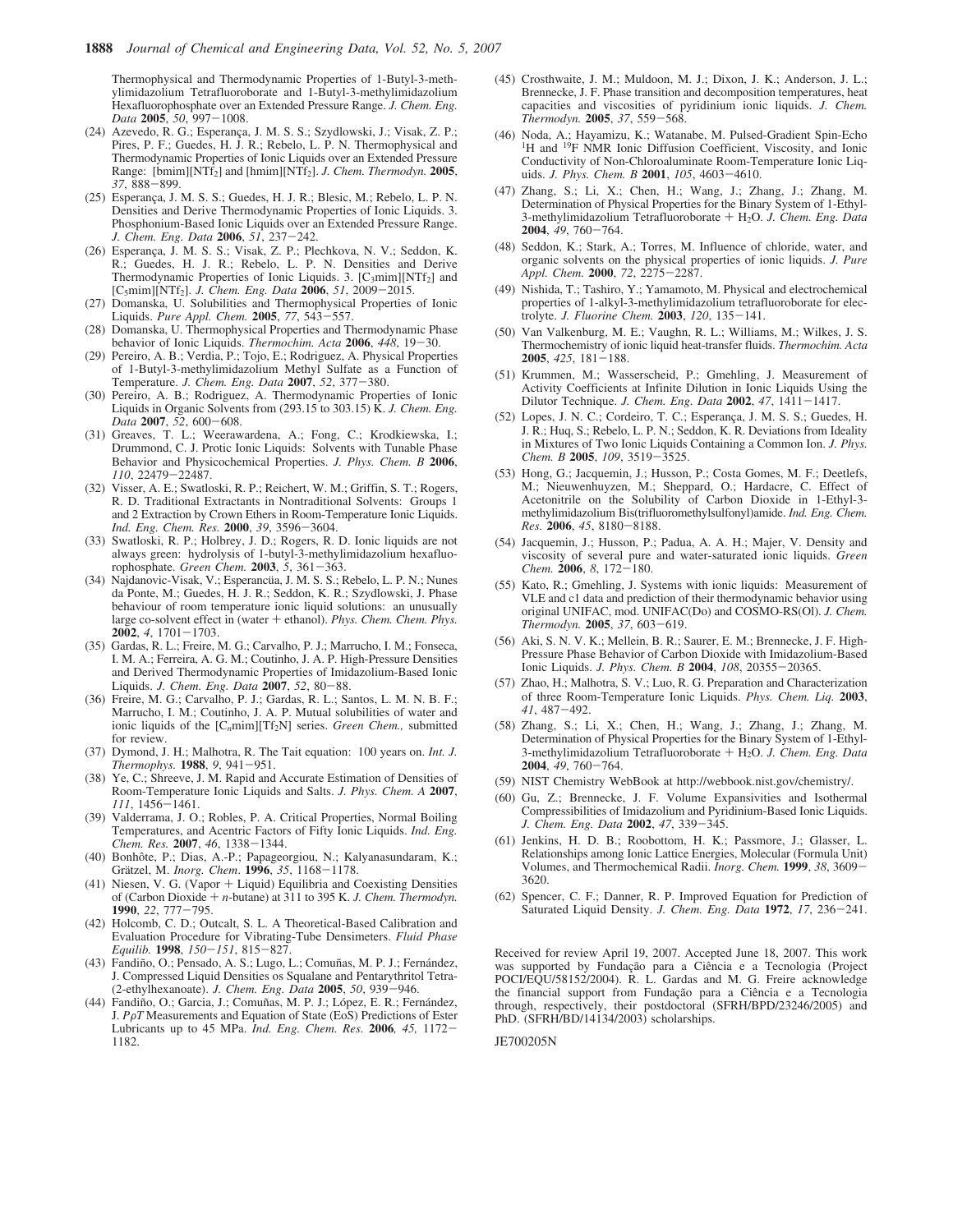Thermophysical and Thermodynamic Properties of 1-Butyl-3-methylimidazolium Tetrafluoroborate and 1-Butyl-3-methylimidazolium Hexafluorophosphate over an Extended Pressure Range. *J. Chem. Eng. Data* **2005**, *50*, 997−1008.

(24) Azevedo, R. G.; Esperança, J. M. S. S.; Szydlowski, J.; Visak, Z. P.; Pires, P. F.; Guedes, H. J. R.; Rebelo, L. P. N. Thermophysical and Thermodynamic Properties of Ionic Liquids over an Extended Pressure Range: [bmim][$NTf_2$] and [hmim][$NTf_2$]. *J. Chem. Thermodyn.* **2005**, *37*, 888−899.

(25) Esperança, J. M. S. S.; Guedes, H. J. R.; Blesic, M.; Rebelo, L. P. N. Densities and Derive Thermodynamic Properties of Ionic Liquids. 3. Phosphonium-Based Ionic Liquids over an Extended Pressure Range. *J. Chem. Eng. Data* **2006**, *51*, 237−242.

(26) Esperança, J. M. S. S.; Visak, Z. P.; Plechkova, N. V.; Seddon, K. R.; Guedes, H. J. R.; Rebelo, L. P. N. Densities and Derive Thermodynamic Properties of Ionic Liquids. 3. [$C_3$mim][$NTf_2$] and [$C_5$mim][$NTf_2$]. *J. Chem. Eng. Data* **2006**, *51*, 2009−2015.

(27) Domanska, U. Solubilities and Thermophysical Properties of Ionic Liquids. *Pure Appl. Chem.* **2005**, *77*, 543−557.

(28) Domanska, U. Thermophysical Properties and Thermodynamic Phase behavior of Ionic Liquids. *Thermochim. Acta* **2006**, *448*, 19−30.

(29) Pereiro, A. B.; Verdia, P.; Tojo, E.; Rodriguez, A. Physical Properties of 1-Butyl-3-methylimidazolium Methyl Sulfate as a Function of Temperature. *J. Chem. Eng. Data* **2007**, *52*, 377−380.

(30) Pereiro, A. B.; Rodriguez, A. Thermodynamic Properties of Ionic Liquids in Organic Solvents from (293.15 to 303.15) K. *J. Chem. Eng. Data* **2007**, *52*, 600−608.

(31) Greaves, T. L.; Weerawardena, A.; Fong, C.; Krodkiewska, I.; Drummond, C. J. Protic Ionic Liquids: Solvents with Tunable Phase Behavior and Physicochemical Properties. *J. Phys. Chem. B* **2006**, *110*, 22479−22487.

(32) Visser, A. E.; Swatloski, R. P.; Reichert, W. M.; Griffin, S. T.; Rogers, R. D. Traditional Extractants in Nontraditional Solvents: Groups 1 and 2 Extraction by Crown Ethers in Room-Temperature Ionic Liquids. *Ind. Eng. Chem. Res.* **2000**, *39*, 3596−3604.

(33) Swatloski, R. P.; Holbrey, J. D.; Rogers, R. D. Ionic liquids are not always green: hydrolysis of 1-butyl-3-methylimidazolium hexafluorophosphate. *Green Chem.* **2003**, *5*, 361−363.

(34) Najdanovic-Visak, V.; Esperancüa, J. M. S. S.; Rebelo, L. P. N.; Nunes da Ponte, M.; Guedes, H. J. R.; Seddon, K. R.; Szydlowski, J. Phase behaviour of room temperature ionic liquid solutions: an unusually large co-solvent effect in (water + ethanol). *Phys. Chem. Chem. Phys.* **2002**, *4*, 1701−1703.

(35) Gardas, R. L.; Freire, M. G.; Carvalho, P. J.; Marrucho, I. M.; Fonseca, I. M. A.; Ferreira, A. G. M.; Coutinho, J. A. P. High-Pressure Densities and Derived Thermodynamic Properties of Imidazolium-Based Ionic Liquids. *J. Chem. Eng. Data* **2007**, *52*, 80−88.

(36) Freire, M. G.; Carvalho, P. J.; Gardas, R. L.; Santos, L. M. N. B. F.; Marrucho, I. M.; Coutinho, J. A. P. Mutual solubilities of water and ionic liquids of the [$C_n$mim][$Tf_2N$] series. *Green Chem.,* submitted for review.

(37) Dymond, J. H.; Malhotra, R. The Tait equation: 100 years on. *Int. J. Thermophys.* **1988**, *9*, 941−951.

(38) Ye, C.; Shreeve, J. M. Rapid and Accurate Estimation of Densities of Room-Temperature Ionic Liquids and Salts. *J. Phys. Chem. A* **2007**, *111*, 1456−1461.

(39) Valderrama, J. O.; Robles, P. A. Critical Properties, Normal Boiling Temperatures, and Acentric Factors of Fifty Ionic Liquids. *Ind. Eng. Chem. Res.* **2007**, *46*, 1338−1344.

(40) Bonhôte, P.; Dias, A.-P.; Papageorgiou, N.; Kalyanasundaram, K.; Grätzel, M. *Inorg. Chem*. **1996**, *35*, 1168−1178.

(41) Niesen, V. G. (Vapor + Liquid) Equilibria and Coexisting Densities of (Carbon Dioxide + *n*-butane) at 311 to 395 K. *J. Chem. Thermodyn.* **1990**, *22*, 777−795.

(42) Holcomb, C. D.; Outcalt, S. L. A Theoretical-Based Calibration and Evaluation Procedure for Vibrating-Tube Densimeters. *Fluid Phase Equilib.* **1998**, *150*−*151*, 815−827.

(43) Fandiño, O.; Pensado, A. S.; Lugo, L.; Comuñas, M. P. J.; Fernández, J. Compressed Liquid Densities os Squalane and Pentarythritol Tetra-(2-ethylhexanoate). *J. Chem. Eng. Data* **2005**, *50*, 939−946.

(44) Fandiño, O.; Garcia, J.; Comuñas, M. P. J.; López, E. R.; Fernández, J. *PρT* Measurements and Equation of State (EoS) Predictions of Ester Lubricants up to 45 MPa. *Ind. Eng. Chem. Res.* **2006***, 45,* 1172−1182.

(45) Crosthwaite, J. M.; Muldoon, M. J.; Dixon, J. K.; Anderson, J. L.; Brennecke, J. F. Phase transition and decomposition temperatures, heat capacities and viscosities of pyridinium ionic liquids. *J. Chem. Thermodyn.* **2005**, *37*, 559−568.

(46) Noda, A.; Hayamizu, K.; Watanabe, M. Pulsed-Gradient Spin-Echo $^1$H and $^{19}$F NMR Ionic Diffusion Coefficient, Viscosity, and Ionic Conductivity of Non-Chloroaluminate Room-Temperature Ionic Liquids. *J. Phys. Chem. B* **2001**, *105*, 4603−4610.

(47) Zhang, S.; Li, X.; Chen, H.; Wang, J.; Zhang, J.; Zhang, M. Determination of Physical Properties for the Binary System of 1-Ethyl-3-methylimidazolium Tetrafluoroborate + $H_2O$. *J. Chem. Eng. Data* **2004**, *49*, 760−764.

(48) Seddon, K.; Stark, A.; Torres, M. Influence of chloride, water, and organic solvents on the physical properties of ionic liquids. *J. Pure Appl. Chem.* **2000**, *72*, 2275−2287.

(49) Nishida, T.; Tashiro, Y.; Yamamoto, M. Physical and electrochemical properties of 1-alkyl-3-methylimidazolium tetrafluoroborate for electrolyte. *J. Fluorine Chem.* **2003**, *120*, 135−141.

(50) Van Valkenburg, M. E.; Vaughn, R. L.; Williams, M.; Wilkes, J. S. Thermochemistry of ionic liquid heat-transfer fluids. *Thermochim. Acta* **2005**, *425*, 181−188.

(51) Krummen, M.; Wasserscheid, P.; Gmehling, J. Measurement of Activity Coefficients at Infinite Dilution in Ionic Liquids Using the Dilutor Technique. *J. Chem. Eng. Data* **2002**, *47*, 1411−1417.

(52) Lopes, J. N. C.; Cordeiro, T. C.; Esperança, J. M. S. S.; Guedes, H. J. R.; Huq, S.; Rebelo, L. P. N.; Seddon, K. R. Deviations from Ideality in Mixtures of Two Ionic Liquids Containing a Common Ion. *J. Phys. Chem. B* **2005**, *109*, 3519−3525.

(53) Hong, G.; Jacquemin, J.; Husson, P.; Costa Gomes, M. F.; Deetlefs, M.; Nieuwenhuyzen, M.; Sheppard, O.; Hardacre, C. Effect of Acetonitrile on the Solubility of Carbon Dioxide in 1-Ethyl-3-methylimidazolium Bis(trifluoromethylsulfonyl)amide. *Ind. Eng. Chem. Res.* **2006**, *45*, 8180−8188.

(54) Jacquemin, J.; Husson, P.; Padua, A. A. H.; Majer, V. Density and viscosity of several pure and water-saturated ionic liquids. *Green Chem.* **2006**, *8*, 172−180.

(55) Kato, R.; Gmehling, J. Systems with ionic liquids: Measurement of VLE and c1 data and prediction of their thermodynamic behavior using original UNIFAC, mod. UNIFAC(Do) and COSMO-RS(Ol). *J. Chem. Thermodyn.* **2005**, *37*, 603−619.

(56) Aki, S. N. V. K.; Mellein, B. R.; Saurer, E. M.; Brennecke, J. F. High-Pressure Phase Behavior of Carbon Dioxide with Imidazolium-Based Ionic Liquids. *J. Phys. Chem. B* **2004**, *108*, 20355−20365.

(57) Zhao, H.; Malhotra, S. V.; Luo, R. G. Preparation and Characterization of three Room-Temperature Ionic Liquids. *Phys. Chem. Liq.* **2003**, *41*, 487−492.

(58) Zhang, S.; Li, X.; Chen, H.; Wang, J.; Zhang, J.; Zhang, M. Determination of Physical Properties for the Binary System of 1-Ethyl-3-methylimidazolium Tetrafluoroborate + $H_2O$. *J. Chem. Eng. Data* **2004**, *49*, 760−764.

(59) NIST Chemistry WebBook at http://webbook.nist.gov/chemistry/.

(60) Gu, Z.; Brennecke, J. F. Volume Expansivities and Isothermal Compressibilities of Imidazolium and Pyridinium-Based Ionic Liquids. *J. Chem. Eng. Data* **2002**, *47*, 339−345.

(61) Jenkins, H. D. B.; Roobottom, H. K.; Passmore, J.; Glasser, L. Relationships among Ionic Lattice Energies, Molecular (Formula Unit) Volumes, and Thermochemical Radii. *Inorg. Chem.* **1999**, *38*, 3609−3620.

(62) Spencer, C. F.; Danner, R. P. Improved Equation for Prediction of Saturated Liquid Density. *J. Chem. Eng. Data* **1972**, *17*, 236−241.

Received for review April 19, 2007. Accepted June 18, 2007. This work was supported by Fundação para a Ciência e a Tecnologia (Project POCI/EQU/58152/2004). R. L. Gardas and M. G. Freire acknowledge the financial support from Fundação para a Ciência e a Tecnologia through, respectively, their postdoctoral (SFRH/BPD/23246/2005) and PhD. (SFRH/BD/14134/2003) scholarships.

JE700205N